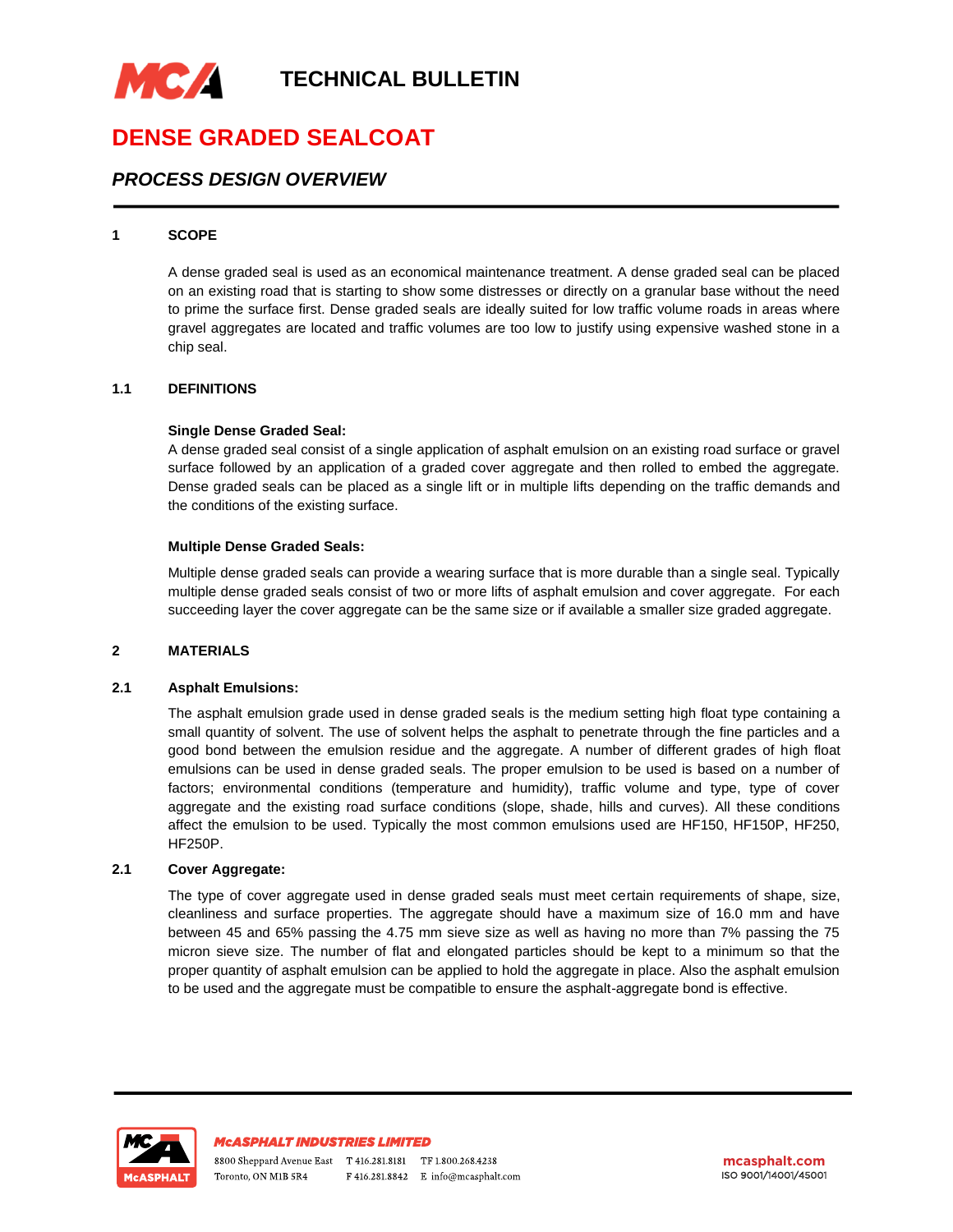# TECHNICAL BULLETIN

# DENSE GRADED SEALCOAT

## *PROCESS DESIGN OVERVIEW*

### 1 SCOPE

A dense graded seal is used as an economical maintenance treatment. A dense graded seal can be placed on an existing road that is starting to show some distresses or directly on a granular base without the need to prime the surface first. Dense graded seals are ideally suited for low traffic volume roads in areas where gravel aggregates are located and traffic volumes are too low to justify using expensive washed stone in a chip seal.

### 1.1 DEFINITIONS

**Single Dense Graded Seal:**

A dense graded seal consist of a single application of asphalt emulsion on an existing road surface or gravel surface followed by an application of a graded cover aggregate and then rolled to embed the aggregate. Dense graded seals can be placed as a single lift or in multiple lifts depending on the traffic demands and the conditions of the existing surface.

**Multiple Dense Graded Seals:**

Multiple dense graded seals can provide a wearing surface that is more durable than a single seal. Typically multiple dense graded seals consist of two or more lifts of asphalt emulsion and cover aggregate. For each succeeding layer the cover aggregate can be the same size or if available a smaller size graded aggregate.

### 2 MATERIALS

### 2.1 Asphalt Emulsions:

The asphalt emulsion grade used in dense graded seals is the medium setting high float type containing a small quantity of solvent. The use of solvent helps the asphalt to penetrate through the fine particles and a good bond between the emulsion residue and the aggregate. A number of different grades of high float emulsions can be used in dense graded seals. The proper emulsion to be used is based on a number of factors; environmental conditions (temperature and humidity), traffic volume and type, type of cover aggregate and the existing road surface conditions (slope, shade, hills and curves). All these conditions affect the emulsion to be used. Typically the most common emulsions used are HF150, HF150P, HF250, HF250P.

### 2.1 Cover Aggregate:

The type of cover aggregate used in dense graded seals must meet certain requirements of shape, size, cleanliness and surface properties. The aggregate should have a maximum size of 16.0 mm and have between 45 and 65% passing the 4.75 mm sieve size as well as having no more than 7% passing the 75 micron sieve size. The number of flat and elongated particles should be kept to a minimum so that the proper quantity of asphalt emulsion can be applied to hold the aggregate in place. Also the asphalt emulsion to be used and the aggregate must be compatible to ensure the asphalt-aggregate bond is effective.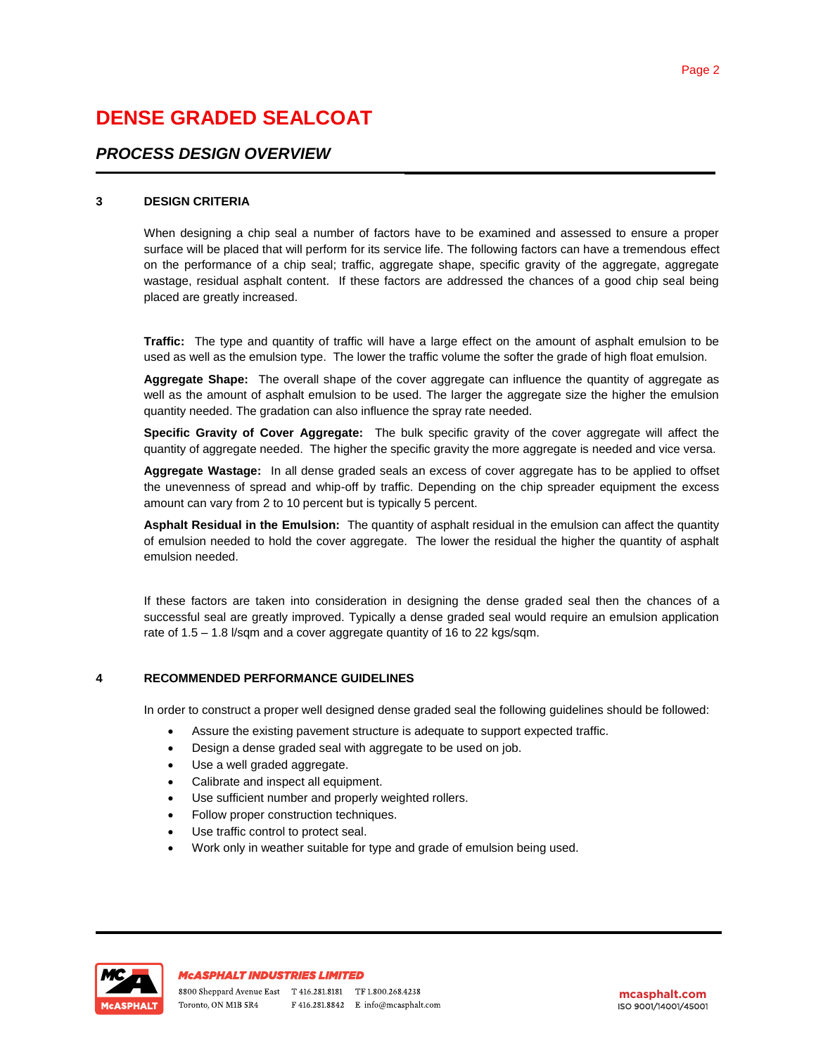# DENSE GRADED SEALCOAT

## *PROCESS DESIGN OVERVIEW*

### 3 DESIGN CRITERIA

When designing a chip seal a number of factors have to be examined and assessed to ensure a proper surface will be placed that will perform for its service life. The following factors can have a tremendous effect on the performance of a chip seal; traffic, aggregate shape, specific gravity of the aggregate, aggregate wastage, residual asphalt content. If these factors are addressed the chances of a good chip seal being placed are greatly increased.

**Traffic:** The type and quantity of traffic will have a large effect on the amount of asphalt emulsion to be used as well as the emulsion type. The lower the traffic volume the softer the grade of high float emulsion.

**Aggregate Shape:** The overall shape of the cover aggregate can influence the quantity of aggregate as well as the amount of asphalt emulsion to be used. The larger the aggregate size the higher the emulsion quantity needed. The gradation can also influence the spray rate needed.

**Specific Gravity of Cover Aggregate:** The bulk specific gravity of the cover aggregate will affect the quantity of aggregate needed. The higher the specific gravity the more aggregate is needed and vice versa.

**Aggregate Wastage:** In all dense graded seals an excess of cover aggregate has to be applied to offset the unevenness of spread and whip-off by traffic. Depending on the chip spreader equipment the excess amount can vary from 2 to 10 percent but is typically 5 percent.

**Asphalt Residual in the Emulsion:** The quantity of asphalt residual in the emulsion can affect the quantity of emulsion needed to hold the cover aggregate. The lower the residual the higher the quantity of asphalt emulsion needed.

If these factors are taken into consideration in designing the dense graded seal then the chances of a successful seal are greatly improved. Typically a dense graded seal would require an emulsion application rate of 1.5 – 1.8 l/sqm and a cover aggregate quantity of 16 to 22 kgs/sqm.

### 4 RECOMMENDED PERFORMANCE GUIDELINES

In order to construct a proper well designed dense graded seal the following guidelines should be followed:

- Assure the existing pavement structure is adequate to support expected traffic.
- Design a dense graded seal with aggregate to be used on job.
- Use a well graded aggregate.
- Calibrate and inspect all equipment.
- Use sufficient number and properly weighted rollers.
- Follow proper construction techniques.
- Use traffic control to protect seal.
- Work only in weather suitable for type and grade of emulsion being used.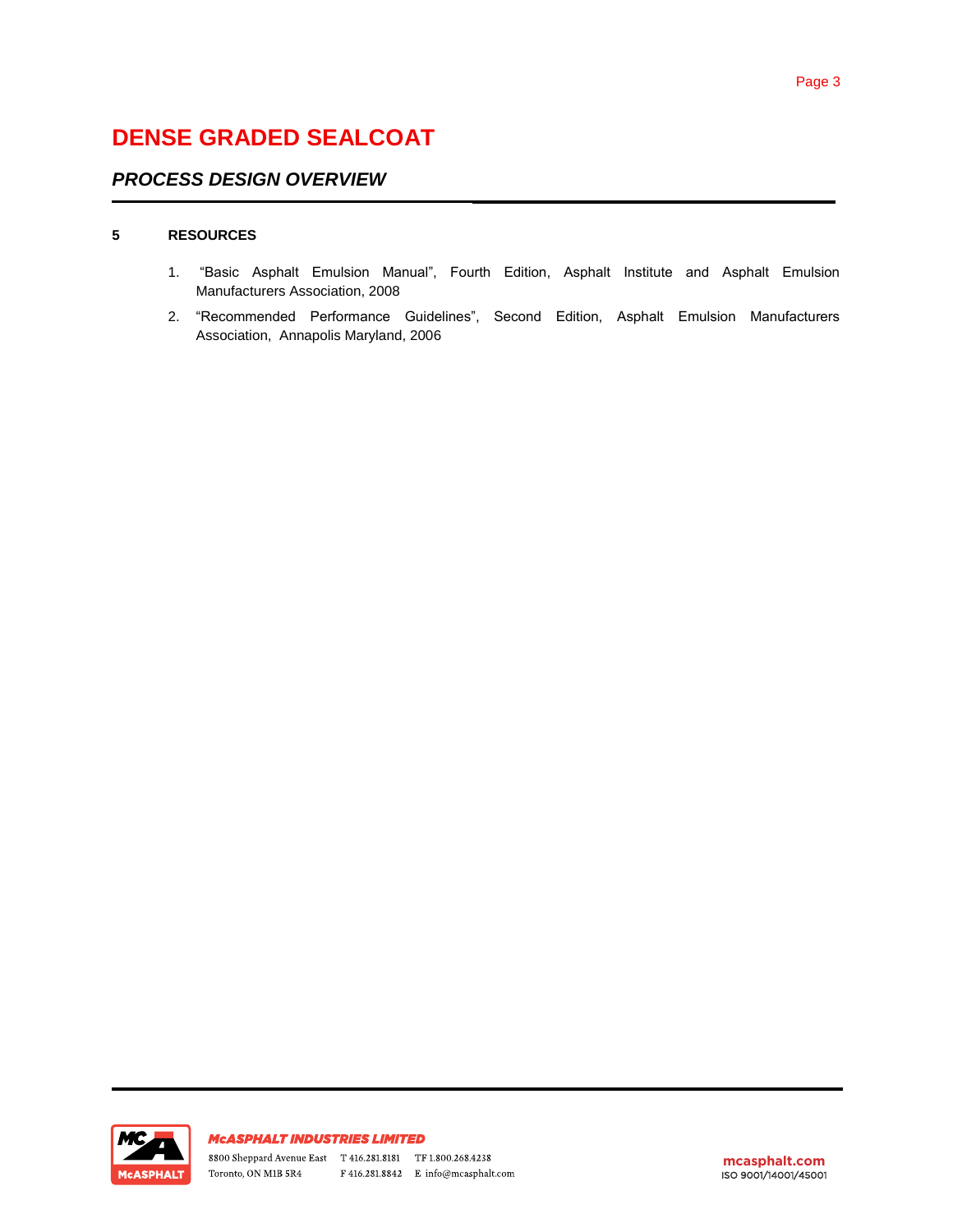# DENSE GRADED SEALCOAT

## *PROCESS DESIGN OVERVIEW*

**5 RESOURCES**

1. "Basic Asphalt Emulsion Manual", Fourth Edition, Asphalt Institute and Asphalt Emulsion Manufacturers Association, 2008
2. "Recommended Performance Guidelines", Second Edition, Asphalt Emulsion Manufacturers Association, Annapolis Maryland, 2006